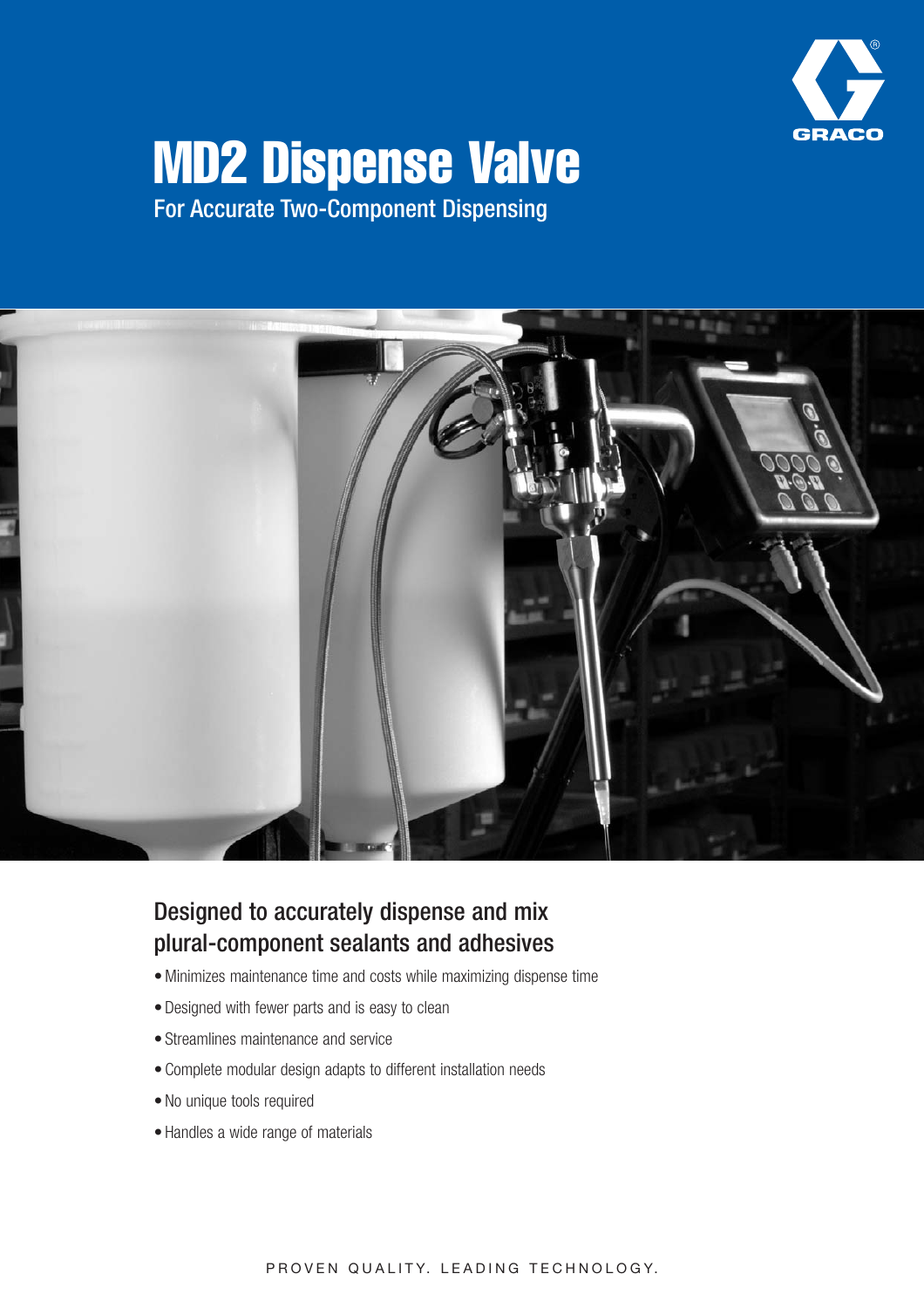# MD2 Dispense Valve

For Accurate Two-Component Dispensing

## Designed to accurately dispense and mix plural-component sealants and adhesives

- Minimizes maintenance time and costs while maximizing dispense time
- Designed with fewer parts and is easy to clean
- Streamlines maintenance and service
- Complete modular design adapts to different installation needs
- No unique tools required
- Handles a wide range of materials

PROVEN QUALITY. LEADING TECHNOLOGY.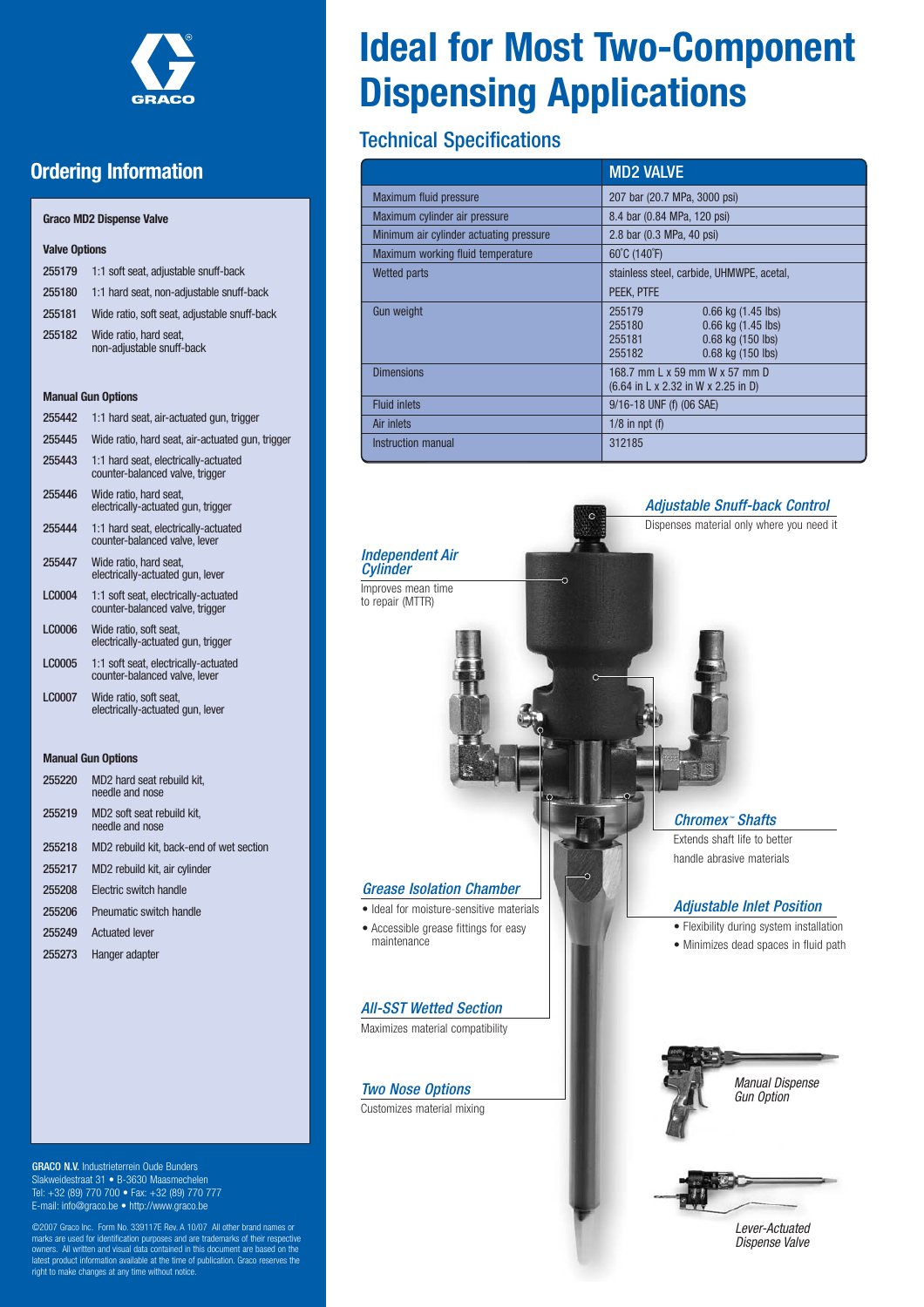## Ordering Information

### Graco MD2 Dispense Valve

#### Valve Options

| | |
|---|---|
| 255179 | 1:1 soft seat, adjustable snuff-back |
| 255180 | 1:1 hard seat, non-adjustable snuff-back |
| 255181 | Wide ratio, soft seat, adjustable snuff-back |
| 255182 | Wide ratio, hard seat, non-adjustable snuff-back |

#### Manual Gun Options

| | |
|---|---|
| 255442 | 1:1 hard seat, air-actuated gun, trigger |
| 255445 | Wide ratio, hard seat, air-actuated gun, trigger |
| 255443 | 1:1 hard seat, electrically-actuated counter-balanced valve, trigger |
| 255446 | Wide ratio, hard seat, electrically-actuated gun, trigger |
| 255444 | 1:1 hard seat, electrically-actuated counter-balanced valve, lever |
| 255447 | Wide ratio, hard seat, electrically-actuated gun, lever |
| LC0004 | 1:1 soft seat, electrically-actuated counter-balanced valve, trigger |
| LC0006 | Wide ratio, soft seat, electrically-actuated gun, trigger |
| LC0005 | 1:1 soft seat, electrically-actuated counter-balanced valve, lever |
| LC0007 | Wide ratio, soft seat, electrically-actuated gun, lever |

#### Manual Gun Options

| | |
|---|---|
| 255220 | MD2 hard seat rebuild kit, needle and nose |
| 255219 | MD2 soft seat rebuild kit, needle and nose |
| 255218 | MD2 rebuild kit, back-end of wet section |
| 255217 | MD2 rebuild kit, air cylinder |
| 255208 | Electric switch handle |
| 255206 | Pneumatic switch handle |
| 255249 | Actuated lever |
| 255273 | Hanger adapter |

**GRACO N.V.** Industrieterrein Oude Bunders
Slakweidestraat 31 • B-3630 Maasmechelen
Tel: +32 (89) 770 700 • Fax: +32 (89) 770 777
E-mail: info@graco.be • http://www.graco.be

©2007 Graco Inc. Form No. 339117E Rev. A 10/07 All other brand names or marks are used for identification purposes and are trademarks of their respective owners. All written and visual data contained in this document are based on the latest product information available at the time of publication. Graco reserves the right to make changes at any time without notice.

# Ideal for Most Two-Component Dispensing Applications

## Technical Specifications

| | MD2 VALVE |
|---|---|
| Maximum fluid pressure | 207 bar (20.7 MPa, 3000 psi) |
| Maximum cylinder air pressure | 8.4 bar (0.84 MPa, 120 psi) |
| Minimum air cylinder actuating pressure | 2.8 bar (0.3 MPa, 40 psi) |
| Maximum working fluid temperature | 60°C (140°F) |
| Wetted parts | stainless steel, carbide, UHMWPE, acetal, PEEK, PTFE |
| Gun weight | 255179 0.66 kg (1.45 lbs)<br>255180 0.66 kg (1.45 lbs)<br>255181 0.68 kg (150 lbs)<br>255182 0.68 kg (150 lbs) |
| Dimensions | 168.7 mm L x 59 mm W x 57 mm D (6.64 in L x 2.32 in W x 2.25 in D) |
| Fluid inlets | 9/16-18 UNF (f) (06 SAE) |
| Air inlets | 1/8 in npt (f) |
| Instruction manual | 312185 |

*Adjustable Snuff-back Control*
Dispenses material only where you need it

*Independent Air Cylinder*
Improves mean time to repair (MTTR)

*Chromex™ Shafts*
Extends shaft life to better handle abrasive materials

*Grease Isolation Chamber*
- Ideal for moisture-sensitive materials
- Accessible grease fittings for easy maintenance

*Adjustable Inlet Position*
- Flexibility during system installation
- Minimizes dead spaces in fluid path

*All-SST Wetted Section*
Maximizes material compatibility

*Two Nose Options*
Customizes material mixing

*Manual Dispense Gun Option*

*Lever-Actuated Dispense Valve*